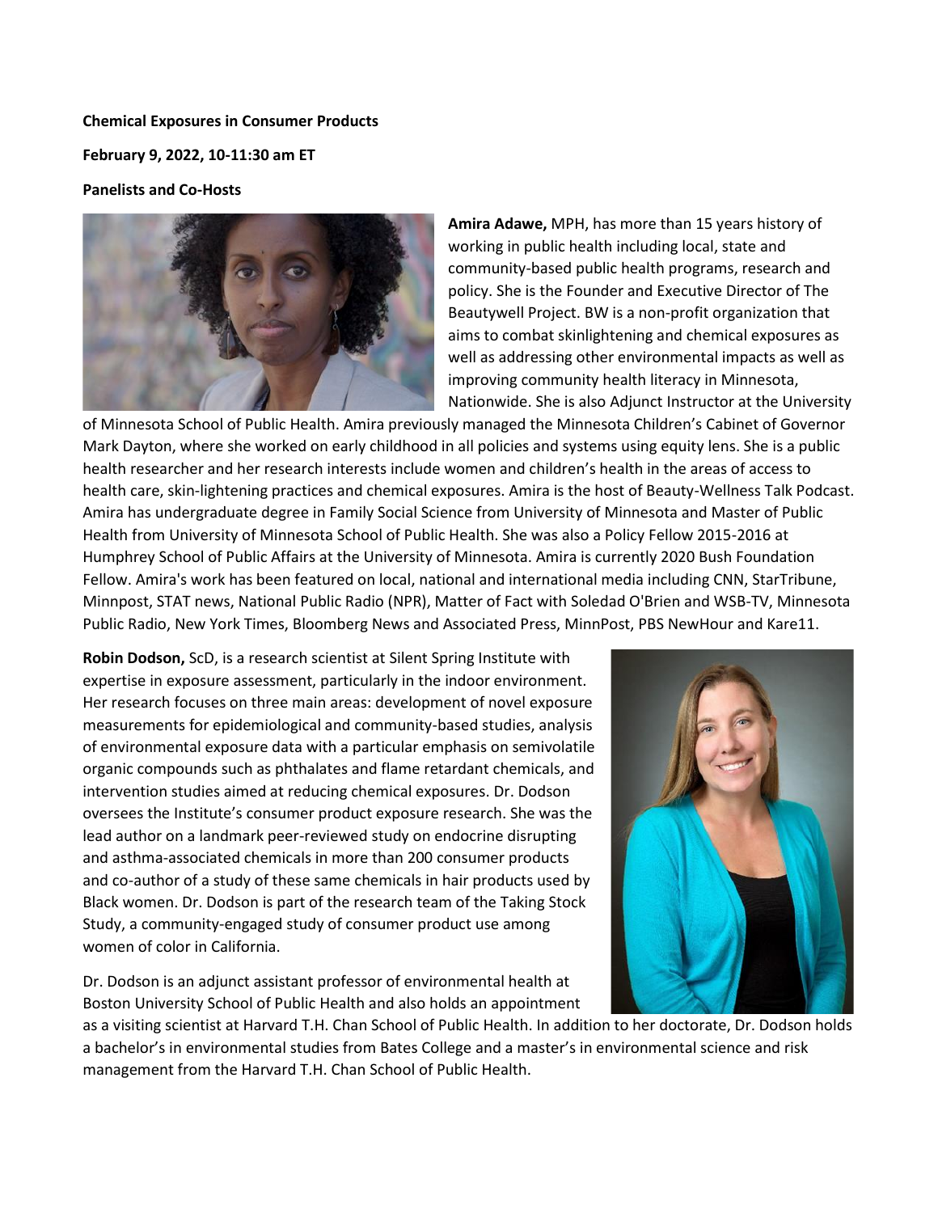**Chemical Exposures in Consumer Products**

**February 9, 2022, 10-11:30 am ET**

**Panelists and Co-Hosts**

**Amira Adawe,** MPH, has more than 15 years history of working in public health including local, state and community-based public health programs, research and policy. She is the Founder and Executive Director of The Beautywell Project. BW is a non-profit organization that aims to combat skinlightening and chemical exposures as well as addressing other environmental impacts as well as improving community health literacy in Minnesota, Nationwide. She is also Adjunct Instructor at the University of Minnesota School of Public Health. Amira previously managed the Minnesota Children's Cabinet of Governor Mark Dayton, where she worked on early childhood in all policies and systems using equity lens. She is a public health researcher and her research interests include women and children's health in the areas of access to health care, skin-lightening practices and chemical exposures. Amira is the host of Beauty-Wellness Talk Podcast. Amira has undergraduate degree in Family Social Science from University of Minnesota and Master of Public Health from University of Minnesota School of Public Health. She was also a Policy Fellow 2015-2016 at Humphrey School of Public Affairs at the University of Minnesota. Amira is currently 2020 Bush Foundation Fellow. Amira's work has been featured on local, national and international media including CNN, StarTribune, Minnpost, STAT news, National Public Radio (NPR), Matter of Fact with Soledad O'Brien and WSB-TV, Minnesota Public Radio, New York Times, Bloomberg News and Associated Press, MinnPost, PBS NewHour and Kare11.

**Robin Dodson,** ScD, is a research scientist at Silent Spring Institute with expertise in exposure assessment, particularly in the indoor environment. Her research focuses on three main areas: development of novel exposure measurements for epidemiological and community-based studies, analysis of environmental exposure data with a particular emphasis on semivolatile organic compounds such as phthalates and flame retardant chemicals, and intervention studies aimed at reducing chemical exposures. Dr. Dodson oversees the Institute's consumer product exposure research. She was the lead author on a landmark peer-reviewed study on endocrine disrupting and asthma-associated chemicals in more than 200 consumer products and co-author of a study of these same chemicals in hair products used by Black women. Dr. Dodson is part of the research team of the Taking Stock Study, a community-engaged study of consumer product use among women of color in California.

Dr. Dodson is an adjunct assistant professor of environmental health at Boston University School of Public Health and also holds an appointment as a visiting scientist at Harvard T.H. Chan School of Public Health. In addition to her doctorate, Dr. Dodson holds a bachelor's in environmental studies from Bates College and a master's in environmental science and risk management from the Harvard T.H. Chan School of Public Health.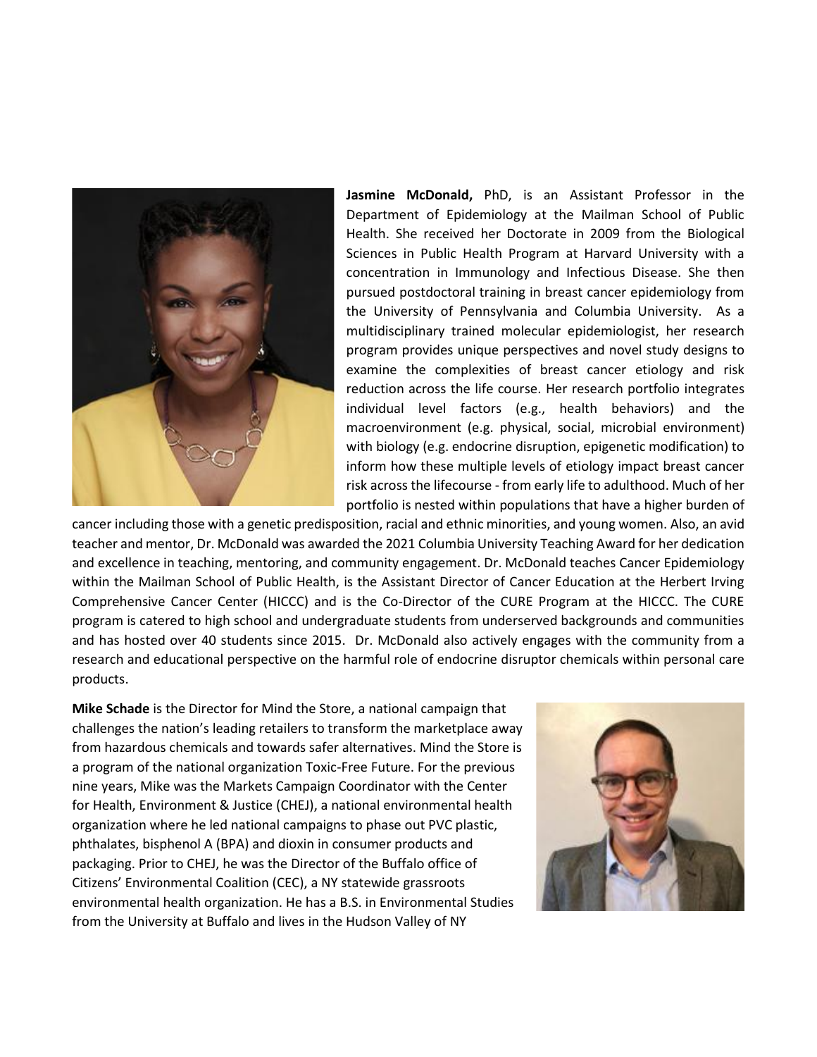**Jasmine McDonald,** PhD, is an Assistant Professor in the Department of Epidemiology at the Mailman School of Public Health. She received her Doctorate in 2009 from the Biological Sciences in Public Health Program at Harvard University with a concentration in Immunology and Infectious Disease. She then pursued postdoctoral training in breast cancer epidemiology from the University of Pennsylvania and Columbia University. As a multidisciplinary trained molecular epidemiologist, her research program provides unique perspectives and novel study designs to examine the complexities of breast cancer etiology and risk reduction across the life course. Her research portfolio integrates individual level factors (e.g., health behaviors) and the macroenvironment (e.g. physical, social, microbial environment) with biology (e.g. endocrine disruption, epigenetic modification) to inform how these multiple levels of etiology impact breast cancer risk across the lifecourse - from early life to adulthood. Much of her portfolio is nested within populations that have a higher burden of cancer including those with a genetic predisposition, racial and ethnic minorities, and young women. Also, an avid teacher and mentor, Dr. McDonald was awarded the 2021 Columbia University Teaching Award for her dedication and excellence in teaching, mentoring, and community engagement. Dr. McDonald teaches Cancer Epidemiology within the Mailman School of Public Health, is the Assistant Director of Cancer Education at the Herbert Irving Comprehensive Cancer Center (HICCC) and is the Co-Director of the CURE Program at the HICCC. The CURE program is catered to high school and undergraduate students from underserved backgrounds and communities and has hosted over 40 students since 2015. Dr. McDonald also actively engages with the community from a research and educational perspective on the harmful role of endocrine disruptor chemicals within personal care products.

**Mike Schade** is the Director for Mind the Store, a national campaign that challenges the nation's leading retailers to transform the marketplace away from hazardous chemicals and towards safer alternatives. Mind the Store is a program of the national organization Toxic-Free Future. For the previous nine years, Mike was the Markets Campaign Coordinator with the Center for Health, Environment & Justice (CHEJ), a national environmental health organization where he led national campaigns to phase out PVC plastic, phthalates, bisphenol A (BPA) and dioxin in consumer products and packaging. Prior to CHEJ, he was the Director of the Buffalo office of Citizens' Environmental Coalition (CEC), a NY statewide grassroots environmental health organization. He has a B.S. in Environmental Studies from the University at Buffalo and lives in the Hudson Valley of NY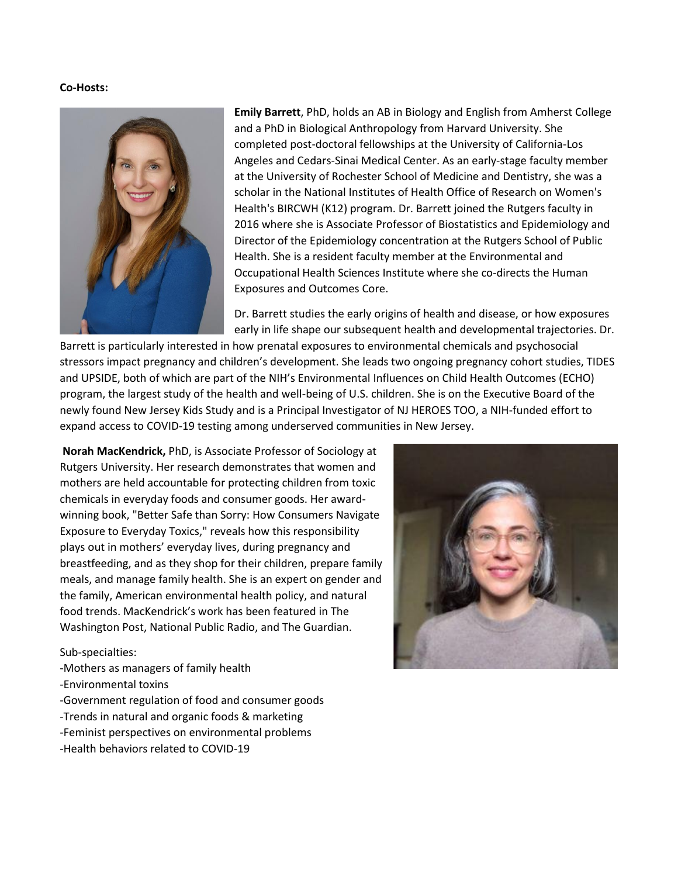**Co-Hosts:**

**Emily Barrett**, PhD, holds an AB in Biology and English from Amherst College and a PhD in Biological Anthropology from Harvard University. She completed post-doctoral fellowships at the University of California-Los Angeles and Cedars-Sinai Medical Center. As an early-stage faculty member at the University of Rochester School of Medicine and Dentistry, she was a scholar in the National Institutes of Health Office of Research on Women's Health's BIRCWH (K12) program. Dr. Barrett joined the Rutgers faculty in 2016 where she is Associate Professor of Biostatistics and Epidemiology and Director of the Epidemiology concentration at the Rutgers School of Public Health. She is a resident faculty member at the Environmental and Occupational Health Sciences Institute where she co-directs the Human Exposures and Outcomes Core.

Dr. Barrett studies the early origins of health and disease, or how exposures early in life shape our subsequent health and developmental trajectories. Dr. Barrett is particularly interested in how prenatal exposures to environmental chemicals and psychosocial stressors impact pregnancy and children's development. She leads two ongoing pregnancy cohort studies, TIDES and UPSIDE, both of which are part of the NIH's Environmental Influences on Child Health Outcomes (ECHO) program, the largest study of the health and well-being of U.S. children. She is on the Executive Board of the newly found New Jersey Kids Study and is a Principal Investigator of NJ HEROES TOO, a NIH-funded effort to expand access to COVID-19 testing among underserved communities in New Jersey.

**Norah MacKendrick,** PhD, is Associate Professor of Sociology at Rutgers University. Her research demonstrates that women and mothers are held accountable for protecting children from toxic chemicals in everyday foods and consumer goods. Her award-winning book, "Better Safe than Sorry: How Consumers Navigate Exposure to Everyday Toxics," reveals how this responsibility plays out in mothers' everyday lives, during pregnancy and breastfeeding, and as they shop for their children, prepare family meals, and manage family health. She is an expert on gender and the family, American environmental health policy, and natural food trends. MacKendrick's work has been featured in The Washington Post, National Public Radio, and The Guardian.

Sub-specialties:

- Mothers as managers of family health
- Environmental toxins
- Government regulation of food and consumer goods
- Trends in natural and organic foods & marketing
- Feminist perspectives on environmental problems
- Health behaviors related to COVID-19